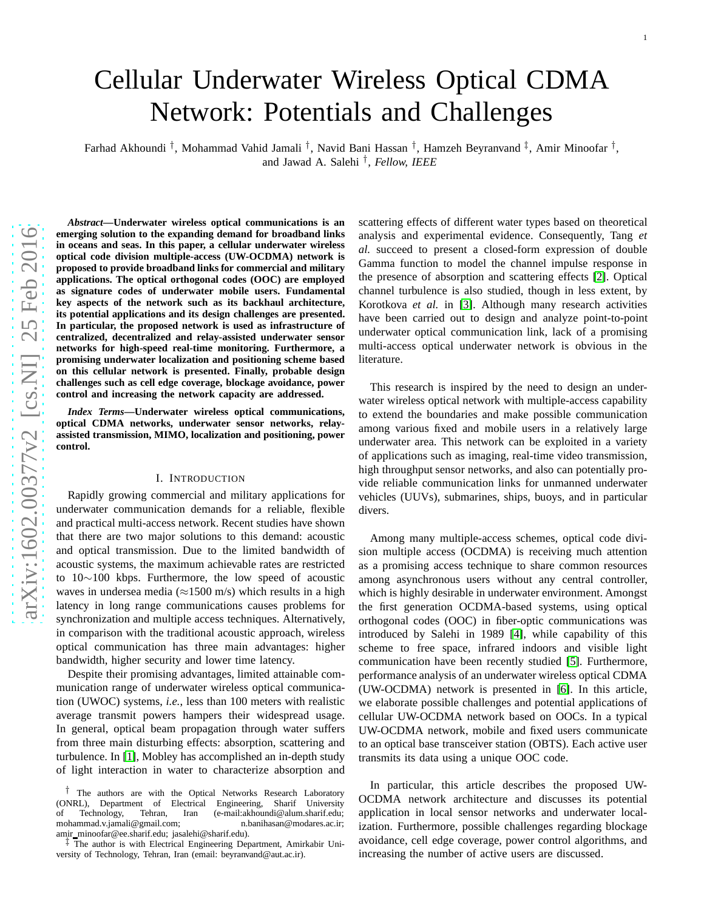# Cellular Underwater Wireless Optical CDMA Network: Potentials and Challenges

Farhad Akhoundi †, Mohammad Vahid Jamali †, Navid Bani Hassan †, Hamzeh Beyranvand ‡, Amir Minoofar †, and Jawad A. Salehi †, *Fellow, IEEE*

***Abstract*—Underwater wireless optical communications is an emerging solution to the expanding demand for broadband links in oceans and seas. In this paper, a cellular underwater wireless optical code division multiple-access (UW-OCDMA) network is proposed to provide broadband links for commercial and military applications. The optical orthogonal codes (OOC) are employed as signature codes of underwater mobile users. Fundamental key aspects of the network such as its backhaul architecture, its potential applications and its design challenges are presented. In particular, the proposed network is used as infrastructure of centralized, decentralized and relay-assisted underwater sensor networks for high-speed real-time monitoring. Furthermore, a promising underwater localization and positioning scheme based on this cellular network is presented. Finally, probable design challenges such as cell edge coverage, blockage avoidance, power control and increasing the network capacity are addressed.**

***Index Terms*—Underwater wireless optical communications, optical CDMA networks, underwater sensor networks, relay-assisted transmission, MIMO, localization and positioning, power control.**

## I. Introduction

Rapidly growing commercial and military applications for underwater communication demands for a reliable, flexible and practical multi-access network. Recent studies have shown that there are two major solutions to this demand: acoustic and optical transmission. Due to the limited bandwidth of acoustic systems, the maximum achievable rates are restricted to 10∼100 kbps. Furthermore, the low speed of acoustic waves in undersea media (≈1500 m/s) which results in a high latency in long range communications causes problems for synchronization and multiple access techniques. Alternatively, in comparison with the traditional acoustic approach, wireless optical communication has three main advantages: higher bandwidth, higher security and lower time latency.

Despite their promising advantages, limited attainable communication range of underwater wireless optical communication (UWOC) systems, *i.e.*, less than 100 meters with realistic average transmit powers hampers their widespread usage. In general, optical beam propagation through water suffers from three main disturbing effects: absorption, scattering and turbulence. In [1], Mobley has accomplished an in-depth study of light interaction in water to characterize absorption and scattering effects of different water types based on theoretical analysis and experimental evidence. Consequently, Tang *et al.* succeed to present a closed-form expression of double Gamma function to model the channel impulse response in the presence of absorption and scattering effects [2]. Optical channel turbulence is also studied, though in less extent, by Korotkova *et al.* in [3]. Although many research activities have been carried out to design and analyze point-to-point underwater optical communication link, lack of a promising multi-access optical underwater network is obvious in the literature.

This research is inspired by the need to design an underwater wireless optical network with multiple-access capability to extend the boundaries and make possible communication among various fixed and mobile users in a relatively large underwater area. This network can be exploited in a variety of applications such as imaging, real-time video transmission, high throughput sensor networks, and also can potentially provide reliable communication links for unmanned underwater vehicles (UUVs), submarines, ships, buoys, and in particular divers.

Among many multiple-access schemes, optical code division multiple access (OCDMA) is receiving much attention as a promising access technique to share common resources among asynchronous users without any central controller, which is highly desirable in underwater environment. Amongst the first generation OCDMA-based systems, using optical orthogonal codes (OOC) in fiber-optic communications was introduced by Salehi in 1989 [4], while capability of this scheme to free space, infrared indoors and visible light communication have been recently studied [5]. Furthermore, performance analysis of an underwater wireless optical CDMA (UW-OCDMA) network is presented in [6]. In this article, we elaborate possible challenges and potential applications of cellular UW-OCDMA network based on OOCs. In a typical UW-OCDMA network, mobile and fixed users communicate to an optical base transceiver station (OBTS). Each active user transmits its data using a unique OOC code.

In particular, this article describes the proposed UW-OCDMA network architecture and discusses its potential application in local sensor networks and underwater localization. Furthermore, possible challenges regarding blockage avoidance, cell edge coverage, power control algorithms, and increasing the number of active users are discussed.

† The authors are with the Optical Networks Research Laboratory (ONRL), Department of Electrical Engineering, Sharif University of Technology, Tehran, Iran (e-mail:akhoundi@alum.sharif.edu; mohammad.v.jamali@gmail.com; n.banihasan@modares.ac.ir; amir_minoofar@ee.sharif.edu; jasalehi@sharif.edu).

‡ The author is with Electrical Engineering Department, Amirkabir University of Technology, Tehran, Iran (email: beyranvand@aut.ac.ir).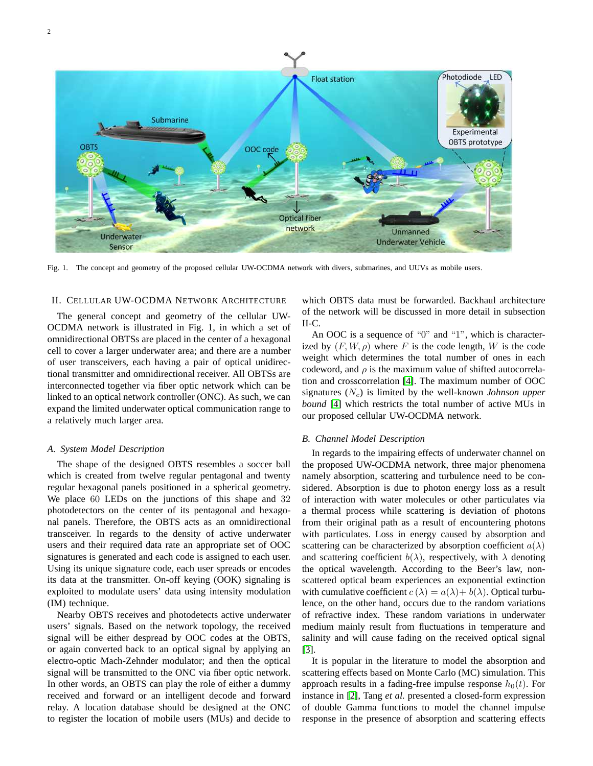Fig. 1. The concept and geometry of the proposed cellular UW-OCDMA network with divers, submarines, and UUVs as mobile users.

## II. Cellular UW-OCDMA Network Architecture

The general concept and geometry of the cellular UW-OCDMA network is illustrated in Fig. 1, in which a set of omnidirectional OBTSs are placed in the center of a hexagonal cell to cover a larger underwater area; and there are a number of user transceivers, each having a pair of optical unidirectional transmitter and omnidirectional receiver. All OBTSs are interconnected together via fiber optic network which can be linked to an optical network controller (ONC). As such, we can expand the limited underwater optical communication range to a relatively much larger area.

### A. System Model Description

The shape of the designed OBTS resembles a soccer ball which is created from twelve regular pentagonal and twenty regular hexagonal panels positioned in a spherical geometry. We place 60 LEDs on the junctions of this shape and 32 photodetectors on the center of its pentagonal and hexagonal panels. Therefore, the OBTS acts as an omnidirectional transceiver. In regards to the density of active underwater users and their required data rate an appropriate set of OOC signatures is generated and each code is assigned to each user. Using its unique signature code, each user spreads or encodes its data at the transmitter. On-off keying (OOK) signaling is exploited to modulate users' data using intensity modulation (IM) technique.

Nearby OBTS receives and photodetects active underwater users' signals. Based on the network topology, the received signal will be either despread by OOC codes at the OBTS, or again converted back to an optical signal by applying an electro-optic Mach-Zehnder modulator; and then the optical signal will be transmitted to the ONC via fiber optic network. In other words, an OBTS can play the role of either a dummy received and forward or an intelligent decode and forward relay. A location database should be designed at the ONC to register the location of mobile users (MUs) and decide to which OBTS data must be forwarded. Backhaul architecture of the network will be discussed in more detail in subsection II-C.

An OOC is a sequence of "0" and "1", which is characterized by $(F, W, \rho)$ where $F$ is the code length, $W$ is the code weight which determines the total number of ones in each codeword, and $\rho$ is the maximum value of shifted autocorrelation and crosscorrelation [4]. The maximum number of OOC signatures ($N_c$) is limited by the well-known *Johnson upper bound* [4] which restricts the total number of active MUs in our proposed cellular UW-OCDMA network.

### B. Channel Model Description

In regards to the impairing effects of underwater channel on the proposed UW-OCDMA network, three major phenomena namely absorption, scattering and turbulence need to be considered. Absorption is due to photon energy loss as a result of interaction with water molecules or other particulates via a thermal process while scattering is deviation of photons from their original path as a result of encountering photons with particulates. Loss in energy caused by absorption and scattering can be characterized by absorption coefficient $a(\lambda)$ and scattering coefficient $b(\lambda)$, respectively, with $\lambda$ denoting the optical wavelength. According to the Beer's law, non-scattered optical beam experiences an exponential extinction with cumulative coefficient $c(\lambda) = a(\lambda) + b(\lambda)$. Optical turbulence, on the other hand, occurs due to the random variations of refractive index. These random variations in underwater medium mainly result from fluctuations in temperature and salinity and will cause fading on the received optical signal [3].

It is popular in the literature to model the absorption and scattering effects based on Monte Carlo (MC) simulation. This approach results in a fading-free impulse response $h_0(t)$. For instance in [2], Tang *et al.* presented a closed-form expression of double Gamma functions to model the channel impulse response in the presence of absorption and scattering effects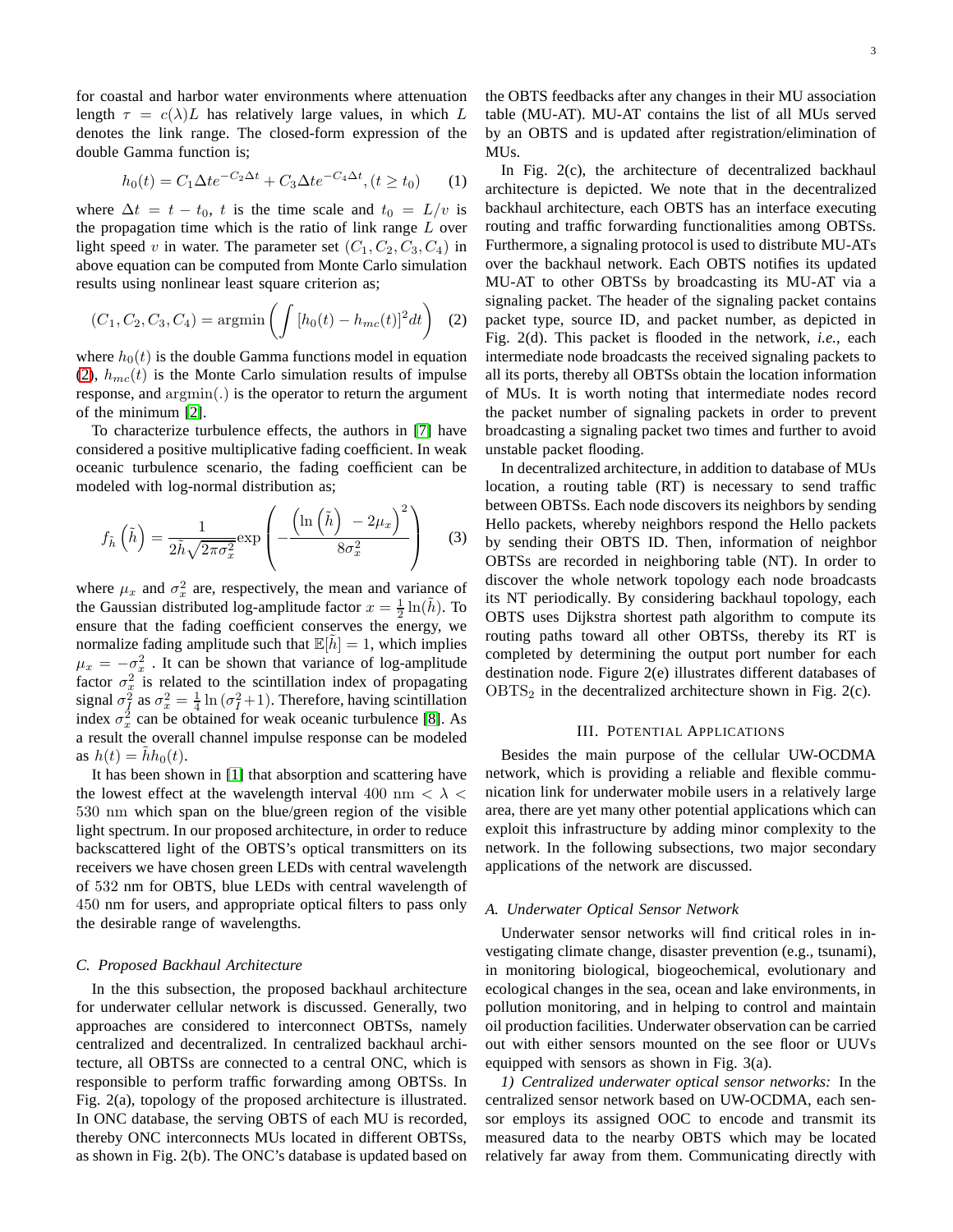for coastal and harbor water environments where attenuation length $\tau = c(\lambda)L$ has relatively large values, in which $L$ denotes the link range. The closed-form expression of the double Gamma function is;

$$h_0(t) = C_1 \Delta t e^{-C_2 \Delta t} + C_3 \Delta t e^{-C_4 \Delta t}, (t \geq t_0) \tag{1}$$

where $\Delta t = t - t_0$, $t$ is the time scale and $t_0 = L/v$ is the propagation time which is the ratio of link range $L$ over light speed $v$ in water. The parameter set $(C_1, C_2, C_3, C_4)$ in above equation can be computed from Monte Carlo simulation results using nonlinear least square criterion as;

$$(C_1, C_2, C_3, C_4) = \text{argmin} \left( \int \left[h_0(t) - h_{mc}(t)\right]^2 dt \right) \tag{2}$$

where $h_0(t)$ is the double Gamma functions model in equation (2), $h_{mc}(t)$ is the Monte Carlo simulation results of impulse response, and $\text{argmin}(.)$ is the operator to return the argument of the minimum [2].

To characterize turbulence effects, the authors in [7] have considered a positive multiplicative fading coefficient. In weak oceanic turbulence scenario, the fading coefficient can be modeled with log-normal distribution as;

$$f_{\tilde{h}}\left(\tilde{h}\right) = \frac{1}{2\tilde{h}\sqrt{2\pi\sigma_x^2}} \exp\left( -\frac{\left(\ln\left(\tilde{h}\right) - 2\mu_x\right)^2}{8\sigma_x^2} \right) \tag{3}$$

where $\mu_x$ and $\sigma_x^2$ are, respectively, the mean and variance of the Gaussian distributed log-amplitude factor $x = \frac{1}{2}\ln(\tilde{h})$. To ensure that the fading coefficient conserves the energy, we normalize fading amplitude such that $\mathbb{E}[\tilde{h}] = 1$, which implies $\mu_x = -\sigma_x^2$ . It can be shown that variance of log-amplitude factor $\sigma_x^2$ is related to the scintillation index of propagating signal $\sigma_I^2$ as $\sigma_x^2 = \frac{1}{4}\ln(\sigma_I^2 + 1)$. Therefore, having scintillation index $\sigma_x^2$ can be obtained for weak oceanic turbulence [8]. As a result the overall channel impulse response can be modeled as $h(t) = \tilde{h}h_0(t)$.

It has been shown in [1] that absorption and scattering have the lowest effect at the wavelength interval $400 \text{ nm} < \lambda < 530 \text{ nm}$ which span on the blue/green region of the visible light spectrum. In our proposed architecture, in order to reduce backscattered light of the OBTS's optical transmitters on its receivers we have chosen green LEDs with central wavelength of $532$ nm for OBTS, blue LEDs with central wavelength of $450$ nm for users, and appropriate optical filters to pass only the desirable range of wavelengths.

### C. Proposed Backhaul Architecture

In the this subsection, the proposed backhaul architecture for underwater cellular network is discussed. Generally, two approaches are considered to interconnect OBTSs, namely centralized and decentralized. In centralized backhaul architecture, all OBTSs are connected to a central ONC, which is responsible to perform traffic forwarding among OBTSs. In Fig. 2(a), topology of the proposed architecture is illustrated. In ONC database, the serving OBTS of each MU is recorded, thereby ONC interconnects MUs located in different OBTSs, as shown in Fig. 2(b). The ONC's database is updated based on the OBTS feedbacks after any changes in their MU association table (MU-AT). MU-AT contains the list of all MUs served by an OBTS and is updated after registration/elimination of MUs.

In Fig. 2(c), the architecture of decentralized backhaul architecture is depicted. We note that in the decentralized backhaul architecture, each OBTS has an interface executing routing and traffic forwarding functionalities among OBTSs. Furthermore, a signaling protocol is used to distribute MU-ATs over the backhaul network. Each OBTS notifies its updated MU-AT to other OBTSs by broadcasting its MU-AT via a signaling packet. The header of the signaling packet contains packet type, source ID, and packet number, as depicted in Fig. 2(d). This packet is flooded in the network, *i.e.*, each intermediate node broadcasts the received signaling packets to all its ports, thereby all OBTSs obtain the location information of MUs. It is worth noting that intermediate nodes record the packet number of signaling packets in order to prevent broadcasting a signaling packet two times and further to avoid unstable packet flooding.

In decentralized architecture, in addition to database of MUs location, a routing table (RT) is necessary to send traffic between OBTSs. Each node discovers its neighbors by sending Hello packets, whereby neighbors respond the Hello packets by sending their OBTS ID. Then, information of neighbor OBTSs are recorded in neighboring table (NT). In order to discover the whole network topology each node broadcasts its NT periodically. By considering backhaul topology, each OBTS uses Dijkstra shortest path algorithm to compute its routing paths toward all other OBTSs, thereby its RT is completed by determining the output port number for each destination node. Figure 2(e) illustrates different databases of $\text{OBTS}_2$ in the decentralized architecture shown in Fig. 2(c).

## III. Potential Applications

Besides the main purpose of the cellular UW-OCDMA network, which is providing a reliable and flexible communication link for underwater mobile users in a relatively large area, there are yet many other potential applications which can exploit this infrastructure by adding minor complexity to the network. In the following subsections, two major secondary applications of the network are discussed.

### A. Underwater Optical Sensor Network

Underwater sensor networks will find critical roles in investigating climate change, disaster prevention (e.g., tsunami), in monitoring biological, biogeochemical, evolutionary and ecological changes in the sea, ocean and lake environments, in pollution monitoring, and in helping to control and maintain oil production facilities. Underwater observation can be carried out with either sensors mounted on the see floor or UUVs equipped with sensors as shown in Fig. 3(a).

*1) Centralized underwater optical sensor networks:* In the centralized sensor network based on UW-OCDMA, each sensor employs its assigned OOC to encode and transmit its measured data to the nearby OBTS which may be located relatively far away from them. Communicating directly with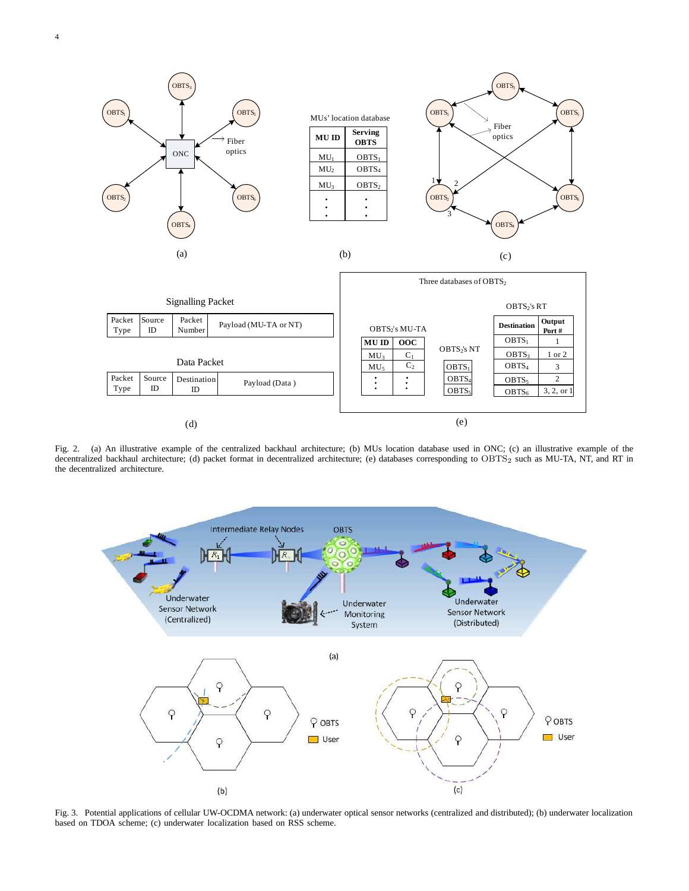Fig. 2. (a) An illustrative example of the centralized backhaul architecture; (b) MUs location database used in ONC; (c) an illustrative example of the decentralized backhaul architecture; (d) packet format in decentralized architecture; (e) databases corresponding to $\text{OBTS}_2$ such as MU-TA, NT, and RT in the decentralized architecture.

Fig. 3. Potential applications of cellular UW-OCDMA network: (a) underwater optical sensor networks (centralized and distributed); (b) underwater localization based on TDOA scheme; (c) underwater localization based on RSS scheme.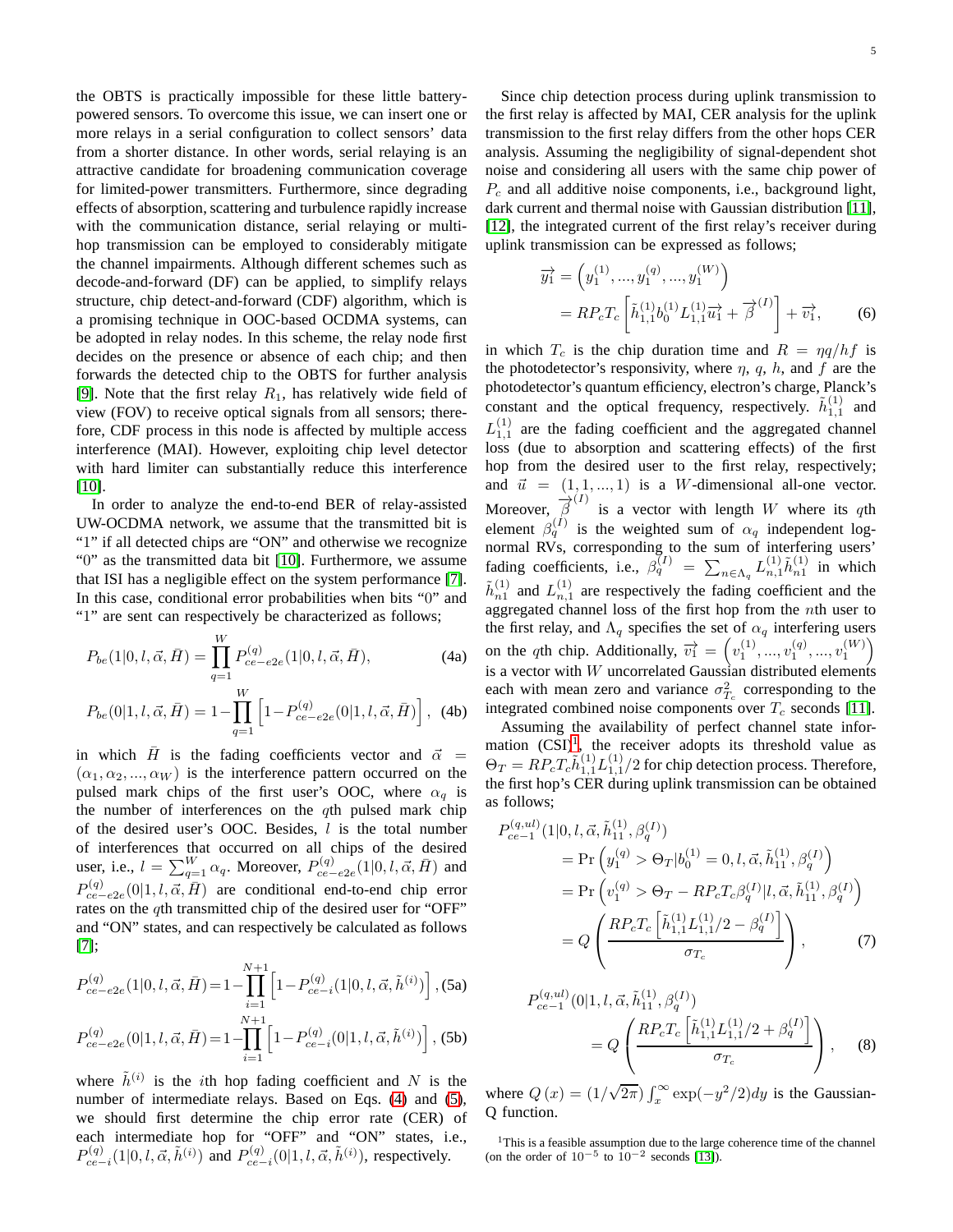the OBTS is practically impossible for these little battery-powered sensors. To overcome this issue, we can insert one or more relays in a serial configuration to collect sensors' data from a shorter distance. In other words, serial relaying is an attractive candidate for broadening communication coverage for limited-power transmitters. Furthermore, since degrading effects of absorption, scattering and turbulence rapidly increase with the communication distance, serial relaying or multi-hop transmission can be employed to considerably mitigate the channel impairments. Although different schemes such as decode-and-forward (DF) can be applied, to simplify relays structure, chip detect-and-forward (CDF) algorithm, which is a promising technique in OOC-based OCDMA systems, can be adopted in relay nodes. In this scheme, the relay node first decides on the presence or absence of each chip; and then forwards the detected chip to the OBTS for further analysis [9]. Note that the first relay $R_1$, has relatively wide field of view (FOV) to receive optical signals from all sensors; therefore, CDF process in this node is affected by multiple access interference (MAI). However, exploiting chip level detector with hard limiter can substantially reduce this interference [10].

In order to analyze the end-to-end BER of relay-assisted UW-OCDMA network, we assume that the transmitted bit is "1" if all detected chips are "ON" and otherwise we recognize "0" as the transmitted data bit [10]. Furthermore, we assume that ISI has a negligible effect on the system performance [7]. In this case, conditional error probabilities when bits "0" and "1" are sent can respectively be characterized as follows;

$$P_{be}(1|0,l,\vec{\alpha},\bar{H}) = \prod_{q=1}^{W} P^{(q)}_{ce-e2e}(1|0,l,\vec{\alpha},\bar{H}), \tag{4a}$$

$$P_{be}(0|1,l,\vec{\alpha},\bar{H}) = 1-\prod_{q=1}^{W}\left[1-P^{(q)}_{ce-e2e}(0|1,l,\vec{\alpha},\bar{H})\right], \tag{4b}$$

in which $\bar{H}$ is the fading coefficients vector and $\vec{\alpha} = (\alpha_1,\alpha_2,...,\alpha_W)$ is the interference pattern occurred on the pulsed mark chips of the first user's OOC, where $\alpha_q$ is the number of interferences on the $q$th pulsed mark chip of the desired user's OOC. Besides, $l$ is the total number of interferences that occurred on all chips of the desired user, i.e., $l=\sum_{q=1}^{W}\alpha_q$. Moreover, $P^{(q)}_{ce-e2e}(1|0,l,\vec{\alpha},\bar{H})$ and $P^{(q)}_{ce-e2e}(0|1,l,\vec{\alpha},\bar{H})$ are conditional end-to-end chip error rates on the $q$th transmitted chip of the desired user for "OFF" and "ON" states, and can respectively be calculated as follows [7];

$$P^{(q)}_{ce-e2e}(1|0,l,\vec{\alpha},\bar{H}) = 1-\prod_{i=1}^{N+1}\left[1-P^{(q)}_{ce-i}(1|0,l,\vec{\alpha},\tilde{h}^{(i)})\right], \tag{5a}$$

$$P^{(q)}_{ce-e2e}(0|1,l,\vec{\alpha},\bar{H}) = 1-\prod_{i=1}^{N+1}\left[1-P^{(q)}_{ce-i}(0|1,l,\vec{\alpha},\tilde{h}^{(i)})\right], \tag{5b}$$

where $\tilde{h}^{(i)}$ is the $i$th hop fading coefficient and $N$ is the number of intermediate relays. Based on Eqs. (4) and (5), we should first determine the chip error rate (CER) of each intermediate hop for "OFF" and "ON" states, i.e., $P^{(q)}_{ce-i}(1|0,l,\vec{\alpha},\tilde{h}^{(i)})$ and $P^{(q)}_{ce-i}(0|1,l,\vec{\alpha},\tilde{h}^{(i)})$, respectively.

Since chip detection process during uplink transmission to the first relay is affected by MAI, CER analysis for the uplink transmission to the first relay differs from the other hops CER analysis. Assuming the negligibility of signal-dependent shot noise and considering all users with the same chip power of $P_c$ and all additive noise components, i.e., background light, dark current and thermal noise with Gaussian distribution [11], [12], the integrated current of the first relay's receiver during uplink transmission can be expressed as follows;

$$\begin{aligned}\overrightarrow{y_1} &= \left(y_1^{(1)},...,y_1^{(q)},...,y_1^{(W)}\right)\\ &= RP_cT_c\left[\tilde{h}^{(1)}_{1,1}b_0^{(1)}L^{(1)}_{1,1}\overrightarrow{u_1}+\overrightarrow{\beta}^{(I)}\right]+\overrightarrow{v_1},\end{aligned} \tag{6}$$

in which $T_c$ is the chip duration time and $R=\eta q/hf$ is the photodetector's responsivity, where $\eta$, $q$, $h$, and $f$ are the photodetector's quantum efficiency, electron's charge, Planck's constant and the optical frequency, respectively. $\tilde{h}^{(1)}_{1,1}$ and $L^{(1)}_{1,1}$ are the fading coefficient and the aggregated channel loss (due to absorption and scattering effects) of the first hop from the desired user to the first relay, respectively; and $\vec{u}=(1,1,...,1)$ is a $W$-dimensional all-one vector. Moreover, $\overrightarrow{\beta}^{(I)}$ is a vector with length $W$ where its $q$th element $\beta^{(I)}_q$ is the weighted sum of $\alpha_q$ independent log-normal RVs, corresponding to the sum of interfering users' fading coefficients, i.e., $\beta^{(I)}_q=\sum_{n\in\Lambda_q}L^{(1)}_{n,1}\tilde{h}^{(1)}_{n1}$ in which $\tilde{h}^{(1)}_{n1}$ and $L^{(1)}_{n,1}$ are respectively the fading coefficient and the aggregated channel loss of the first hop from the $n$th user to the first relay, and $\Lambda_q$ specifies the set of $\alpha_q$ interfering users on the $q$th chip. Additionally, $\overrightarrow{v_1}=\left(v_1^{(1)},...,v_1^{(q)},...,v_1^{(W)}\right)$ is a vector with $W$ uncorrelated Gaussian distributed elements each with mean zero and variance $\sigma^2_{T_c}$ corresponding to the integrated combined noise components over $T_c$ seconds [11].

Assuming the availability of perfect channel state information (CSI)[1], the receiver adopts its threshold value as $\Theta_T=RP_cT_c\tilde{h}^{(1)}_{1,1}L^{(1)}_{1,1}/2$ for chip detection process. Therefore, the first hop's CER during uplink transmission can be obtained as follows;

$$\begin{aligned}P^{(q,ul)}_{ce-1}&(1|0,l,\vec{\alpha},\tilde{h}^{(1)}_{11},\beta^{(I)}_q)\\ &=\Pr\left(y_1^{(q)}>\Theta_T|b_0^{(1)}=0,l,\vec{\alpha},\tilde{h}^{(1)}_{11},\beta^{(I)}_q\right)\\ &=\Pr\left(v_1^{(q)}>\Theta_T-RP_cT_c\beta^{(I)}_q|l,\vec{\alpha},\tilde{h}^{(1)}_{11},\beta^{(I)}_q\right)\\ &=Q\left(\frac{RP_cT_c\left[\tilde{h}^{(1)}_{1,1}L^{(1)}_{1,1}/2-\beta^{(I)}_q\right]}{\sigma_{T_c}}\right),\end{aligned} \tag{7}$$

$$\begin{aligned}P^{(q,ul)}_{ce-1}&(0|1,l,\vec{\alpha},\tilde{h}^{(1)}_{11},\beta^{(I)}_q)\\ &=Q\left(\frac{RP_cT_c\left[\tilde{h}^{(1)}_{1,1}L^{(1)}_{1,1}/2+\beta^{(I)}_q\right]}{\sigma_{T_c}}\right),\end{aligned} \tag{8}$$

where $Q(x)=(1/\sqrt{2\pi})\int_x^\infty \exp(-y^2/2)dy$ is the Gaussian-Q function.

[1] This is a feasible assumption due to the large coherence time of the channel (on the order of $10^{-5}$ to $10^{-2}$ seconds [13]).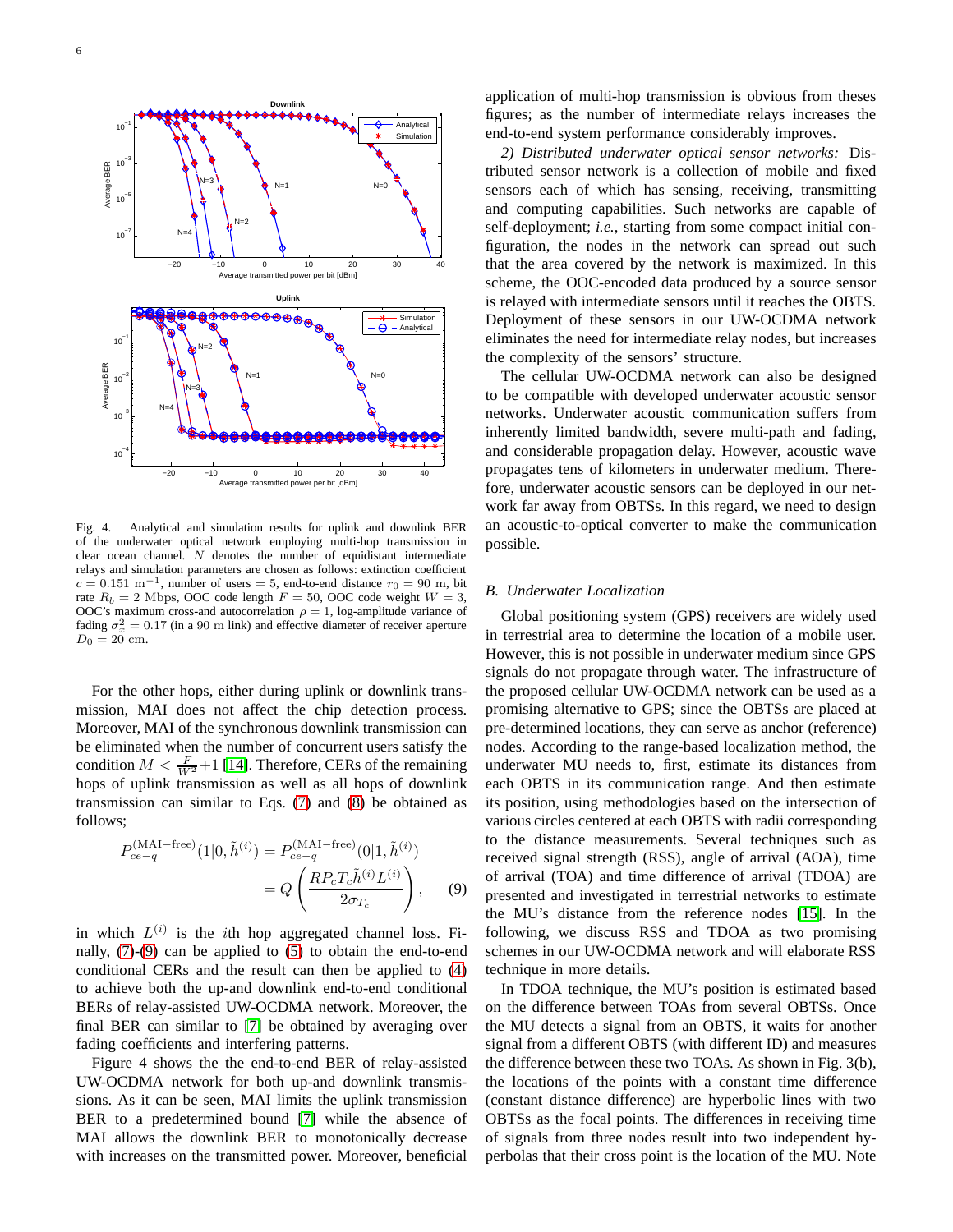Fig. 4. Analytical and simulation results for uplink and downlink BER of the underwater optical network employing multi-hop transmission in clear ocean channel. $N$ denotes the number of equidistant intermediate relays and simulation parameters are chosen as follows: extinction coefficient $c = 0.151 \text{ m}^{-1}$, number of users $= 5$, end-to-end distance $r_0 = 90$ m, bit rate $R_b = 2$ Mbps, OOC code length $F = 50$, OOC code weight $W = 3$, OOC's maximum cross-and autocorrelation $\rho = 1$, log-amplitude variance of fading $\sigma_x^2 = 0.17$ (in a 90 m link) and effective diameter of receiver aperture $D_0 = 20$ cm.

For the other hops, either during uplink or downlink transmission, MAI does not affect the chip detection process. Moreover, MAI of the synchronous downlink transmission can be eliminated when the number of concurrent users satisfy the condition $M < \frac{F}{W^2}+1$ [14]. Therefore, CERs of the remaining hops of uplink transmission as well as all hops of downlink transmission can similar to Eqs. (7) and (8) be obtained as follows;

$$P_{ce-q}^{(\text{MAI-free})}(1|0,\tilde{h}^{(i)}) = P_{ce-q}^{(\text{MAI-free})}(0|1,\tilde{h}^{(i)}) = Q\left(\frac{RP_cT_c\tilde{h}^{(i)}L^{(i)}}{2\sigma_{T_c}}\right), \quad (9)$$

in which $L^{(i)}$ is the $i$th hop aggregated channel loss. Finally, (7)-(9) can be applied to (5) to obtain the end-to-end conditional CERs and the result can then be applied to (4) to achieve both the up-and downlink end-to-end conditional BERs of relay-assisted UW-OCDMA network. Moreover, the final BER can similar to [7] be obtained by averaging over fading coefficients and interfering patterns.

Figure 4 shows the the end-to-end BER of relay-assisted UW-OCDMA network for both up-and downlink transmissions. As it can be seen, MAI limits the uplink transmission BER to a predetermined bound [7] while the absence of MAI allows the downlink BER to monotonically decrease with increases on the transmitted power. Moreover, beneficial application of multi-hop transmission is obvious from theses figures; as the number of intermediate relays increases the end-to-end system performance considerably improves.

*2) Distributed underwater optical sensor networks:* Distributed sensor network is a collection of mobile and fixed sensors each of which has sensing, receiving, transmitting and computing capabilities. Such networks are capable of self-deployment; *i.e.*, starting from some compact initial configuration, the nodes in the network can spread out such that the area covered by the network is maximized. In this scheme, the OOC-encoded data produced by a source sensor is relayed with intermediate sensors until it reaches the OBTS. Deployment of these sensors in our UW-OCDMA network eliminates the need for intermediate relay nodes, but increases the complexity of the sensors' structure.

The cellular UW-OCDMA network can also be designed to be compatible with developed underwater acoustic sensor networks. Underwater acoustic communication suffers from inherently limited bandwidth, severe multi-path and fading, and considerable propagation delay. However, acoustic wave propagates tens of kilometers in underwater medium. Therefore, underwater acoustic sensors can be deployed in our network far away from OBTSs. In this regard, we need to design an acoustic-to-optical converter to make the communication possible.

### B. Underwater Localization

Global positioning system (GPS) receivers are widely used in terrestrial area to determine the location of a mobile user. However, this is not possible in underwater medium since GPS signals do not propagate through water. The infrastructure of the proposed cellular UW-OCDMA network can be used as a promising alternative to GPS; since the OBTSs are placed at pre-determined locations, they can serve as anchor (reference) nodes. According to the range-based localization method, the underwater MU needs to, first, estimate its distances from each OBTS in its communication range. And then estimate its position, using methodologies based on the intersection of various circles centered at each OBTS with radii corresponding to the distance measurements. Several techniques such as received signal strength (RSS), angle of arrival (AOA), time of arrival (TOA) and time difference of arrival (TDOA) are presented and investigated in terrestrial networks to estimate the MU's distance from the reference nodes [15]. In the following, we discuss RSS and TDOA as two promising schemes in our UW-OCDMA network and will elaborate RSS technique in more details.

In TDOA technique, the MU's position is estimated based on the difference between TOAs from several OBTSs. Once the MU detects a signal from an OBTS, it waits for another signal from a different OBTS (with different ID) and measures the difference between these two TOAs. As shown in Fig. 3(b), the locations of the points with a constant time difference (constant distance difference) are hyperbolic lines with two OBTSs as the focal points. The differences in receiving time of signals from three nodes result into two independent hyperbolas that their cross point is the location of the MU. Note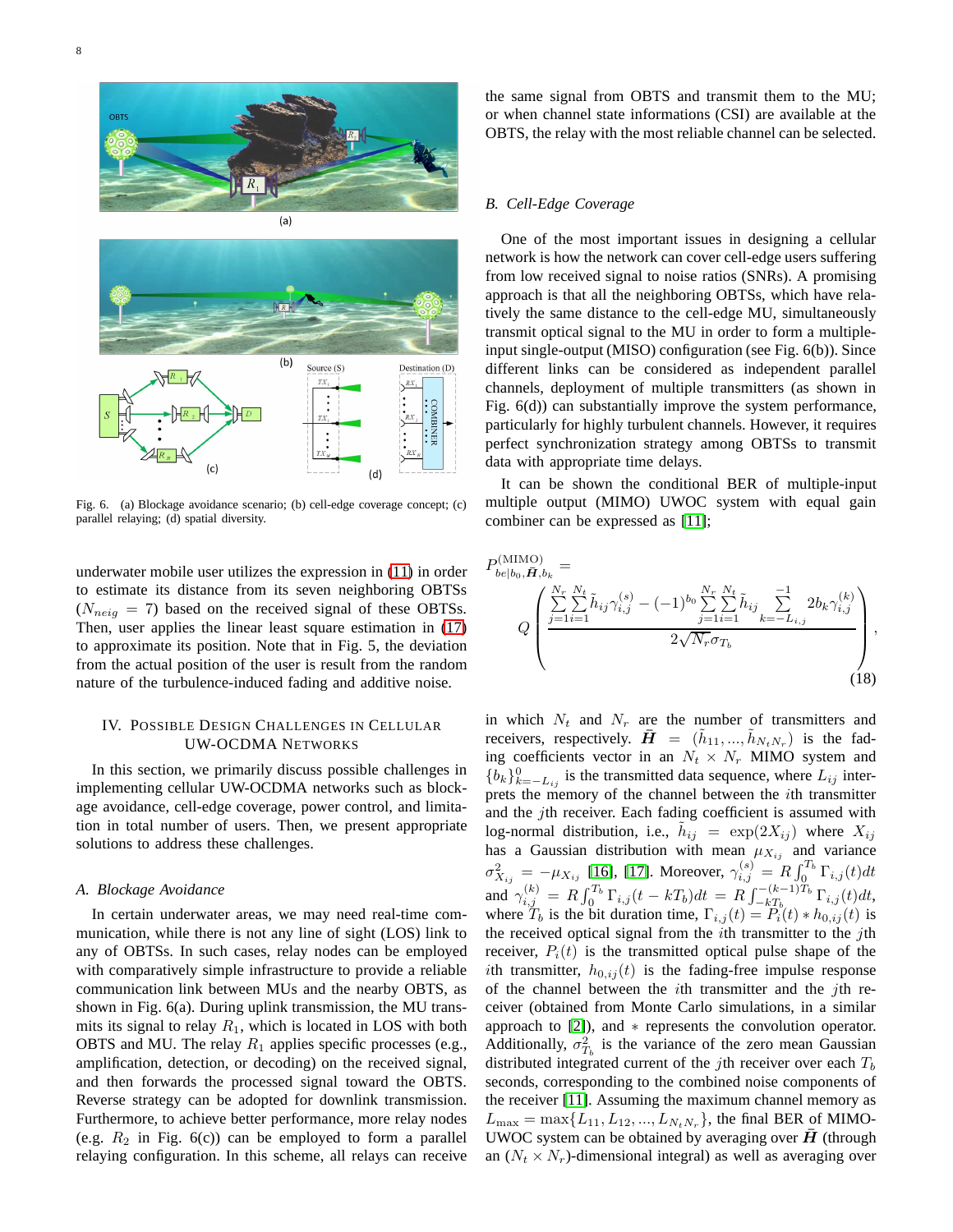Fig. 6. (a) Blockage avoidance scenario; (b) cell-edge coverage concept; (c) parallel relaying; (d) spatial diversity.

underwater mobile user utilizes the expression in (11) in order to estimate its distance from its seven neighboring OBTSs ($N_{neig} = 7$) based on the received signal of these OBTSs. Then, user applies the linear least square estimation in (17) to approximate its position. Note that in Fig. 5, the deviation from the actual position of the user is result from the random nature of the turbulence-induced fading and additive noise.

## IV. Possible Design Challenges in Cellular UW-OCDMA Networks

In this section, we primarily discuss possible challenges in implementing cellular UW-OCDMA networks such as blockage avoidance, cell-edge coverage, power control, and limitation in total number of users. Then, we present appropriate solutions to address these challenges.

### A. Blockage Avoidance

In certain underwater areas, we may need real-time communication, while there is not any line of sight (LOS) link to any of OBTSs. In such cases, relay nodes can be employed with comparatively simple infrastructure to provide a reliable communication link between MUs and the nearby OBTS, as shown in Fig. 6(a). During uplink transmission, the MU transmits its signal to relay $R_1$, which is located in LOS with both OBTS and MU. The relay $R_1$ applies specific processes (e.g., amplification, detection, or decoding) on the received signal, and then forwards the processed signal toward the OBTS. Reverse strategy can be adopted for downlink transmission. Furthermore, to achieve better performance, more relay nodes (e.g. $R_2$ in Fig. 6(c)) can be employed to form a parallel relaying configuration. In this scheme, all relays can receive the same signal from OBTS and transmit them to the MU; or when channel state informations (CSI) are available at the OBTS, the relay with the most reliable channel can be selected.

### B. Cell-Edge Coverage

One of the most important issues in designing a cellular network is how the network can cover cell-edge users suffering from low received signal to noise ratios (SNRs). A promising approach is that all the neighboring OBTSs, which have relatively the same distance to the cell-edge MU, simultaneously transmit optical signal to the MU in order to form a multiple-input single-output (MISO) configuration (see Fig. 6(b)). Since different links can be considered as independent parallel channels, deployment of multiple transmitters (as shown in Fig. 6(d)) can substantially improve the system performance, particularly for highly turbulent channels. However, it requires perfect synchronization strategy among OBTSs to transmit data with appropriate time delays.

It can be shown the conditional BER of multiple-input multiple output (MIMO) UWOC system with equal gain combiner can be expressed as [11];

$$P^{(\text{MIMO})}_{be|b_0,\tilde{\boldsymbol{H}},b_k} = Q\left(\frac{\sum_{j=1}^{N_r}\sum_{i=1}^{N_t}\tilde{h}_{ij}\gamma^{(s)}_{i,j} - (-1)^{b_0}\sum_{j=1}^{N_r}\sum_{i=1}^{N_t}\tilde{h}_{ij}\sum_{k=-L_{i,j}}^{-1}2b_k\gamma^{(k)}_{i,j}}{2\sqrt{N_r}\sigma_{T_b}}\right), \tag{18}$$

in which $N_t$ and $N_r$ are the number of transmitters and receivers, respectively. $\tilde{\boldsymbol{H}} = (\tilde{h}_{11}, ..., \tilde{h}_{N_tN_r})$ is the fading coefficients vector in an $N_t \times N_r$ MIMO system and $\{b_k\}^{0}_{k=-L_{ij}}$ is the transmitted data sequence, where $L_{ij}$ interprets the memory of the channel between the $i$th transmitter and the $j$th receiver. Each fading coefficient is assumed with log-normal distribution, i.e., $\tilde{h}_{ij} = \exp(2X_{ij})$ where $X_{ij}$ has a Gaussian distribution with mean $\mu_{X_{ij}}$ and variance $\sigma^2_{X_{ij}} = -\mu_{X_{ij}}$ [16], [17]. Moreover, $\gamma^{(s)}_{i,j} = R\int_0^{T_b}\Gamma_{i,j}(t)dt$ and $\gamma^{(k)}_{i,j} = R\int_0^{T_b}\Gamma_{i,j}(t-kT_b)dt = R\int_{-kT_b}^{-(k-1)T_b}\Gamma_{i,j}(t)dt$, where $T_b$ is the bit duration time, $\Gamma_{i,j}(t) = P_i(t) * h_{0,ij}(t)$ is the received optical signal from the $i$th transmitter to the $j$th receiver, $P_i(t)$ is the transmitted optical pulse shape of the $i$th transmitter, $h_{0,ij}(t)$ is the fading-free impulse response of the channel between the $i$th transmitter and the $j$th receiver (obtained from Monte Carlo simulations, in a similar approach to [2]), and $*$ represents the convolution operator. Additionally, $\sigma^2_{T_b}$ is the variance of the zero mean Gaussian distributed integrated current of the $j$th receiver over each $T_b$ seconds, corresponding to the combined noise components of the receiver [11]. Assuming the maximum channel memory as $L_{\max} = \max\{L_{11}, L_{12}, ..., L_{N_tN_r}\}$, the final BER of MIMO-UWOC system can be obtained by averaging over $\tilde{\boldsymbol{H}}$ (through an $(N_t \times N_r)$-dimensional integral) as well as averaging over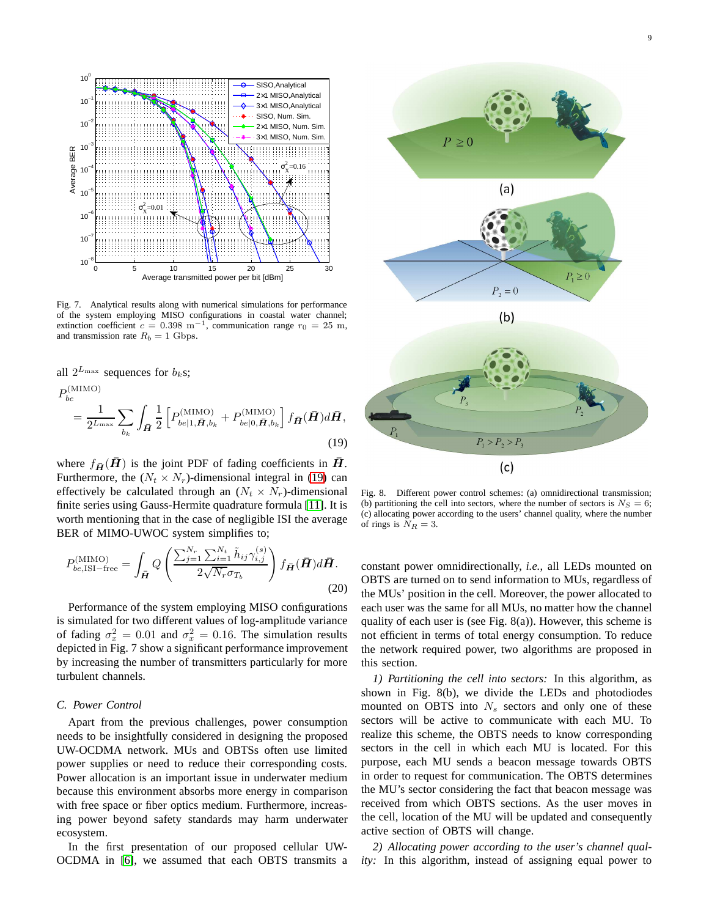Fig. 7. Analytical results along with numerical simulations for performance of the system employing MISO configurations in coastal water channel; extinction coefficient $c = 0.398\ \text{m}^{-1}$, communication range $r_0 = 25$ m, and transmission rate $R_b = 1$ Gbps.

all $2^{L_{\max}}$ sequences for $b_k$s;

$$P_{be}^{(\text{MIMO})} = \frac{1}{2^{L_{\max}}} \sum_{b_k} \int_{\bar{\boldsymbol{H}}} \frac{1}{2} \left[ P_{be|1,\bar{\boldsymbol{H}},b_k}^{(\text{MIMO})} + P_{be|0,\bar{\boldsymbol{H}},b_k}^{(\text{MIMO})} \right] f_{\bar{\boldsymbol{H}}}(\bar{\boldsymbol{H}}) d\bar{\boldsymbol{H}}, \tag{19}$$

where $f_{\bar{\boldsymbol{H}}}(\bar{\boldsymbol{H}})$ is the joint PDF of fading coefficients in $\bar{\boldsymbol{H}}$. Furthermore, the $(N_t \times N_r)$-dimensional integral in (19) can effectively be calculated through an $(N_t \times N_r)$-dimensional finite series using Gauss-Hermite quadrature formula [11]. It is worth mentioning that in the case of negligible ISI the average BER of MIMO-UWOC system simplifies to;

$$P_{be,\text{ISI-free}}^{(\text{MIMO})} = \int_{\bar{\boldsymbol{H}}} Q\left( \frac{\sum_{j=1}^{N_r} \sum_{i=1}^{N_t} \tilde{h}_{ij} \gamma_{i,j}^{(s)}}{2\sqrt{N_r}\sigma_{T_b}} \right) f_{\bar{\boldsymbol{H}}}(\bar{\boldsymbol{H}}) d\bar{\boldsymbol{H}}. \tag{20}$$

Performance of the system employing MISO configurations is simulated for two different values of log-amplitude variance of fading $\sigma_x^2 = 0.01$ and $\sigma_x^2 = 0.16$. The simulation results depicted in Fig. 7 show a significant performance improvement by increasing the number of transmitters particularly for more turbulent channels.

### C. Power Control

Apart from the previous challenges, power consumption needs to be insightfully considered in designing the proposed UW-OCDMA network. MUs and OBTSs often use limited power supplies or need to reduce their corresponding costs. Power allocation is an important issue in underwater medium because this environment absorbs more energy in comparison with free space or fiber optics medium. Furthermore, increasing power beyond safety standards may harm underwater ecosystem.

In the first presentation of our proposed cellular UW-OCDMA in [6], we assumed that each OBTS transmits a constant power omnidirectionally, *i.e.*, all LEDs mounted on OBTS are turned on to send information to MUs, regardless of the MUs' position in the cell. Moreover, the power allocated to each user was the same for all MUs, no matter how the channel quality of each user is (see Fig. 8(a)). However, this scheme is not efficient in terms of total energy consumption. To reduce the network required power, two algorithms are proposed in this section.

Fig. 8. Different power control schemes: (a) omnidirectional transmission; (b) partitioning the cell into sectors, where the number of sectors is $N_S = 6$; (c) allocating power according to the users' channel quality, where the number of rings is $N_R = 3$.

*1) Partitioning the cell into sectors:* In this algorithm, as shown in Fig. 8(b), we divide the LEDs and photodiodes mounted on OBTS into $N_s$ sectors and only one of these sectors will be active to communicate with each MU. To realize this scheme, the OBTS needs to know corresponding sectors in the cell in which each MU is located. For this purpose, each MU sends a beacon message towards OBTS in order to request for communication. The OBTS determines the MU's sector considering the fact that beacon message was received from which OBTS sections. As the user moves in the cell, location of the MU will be updated and consequently active section of OBTS will change.

*2) Allocating power according to the user's channel quality:* In this algorithm, instead of assigning equal power to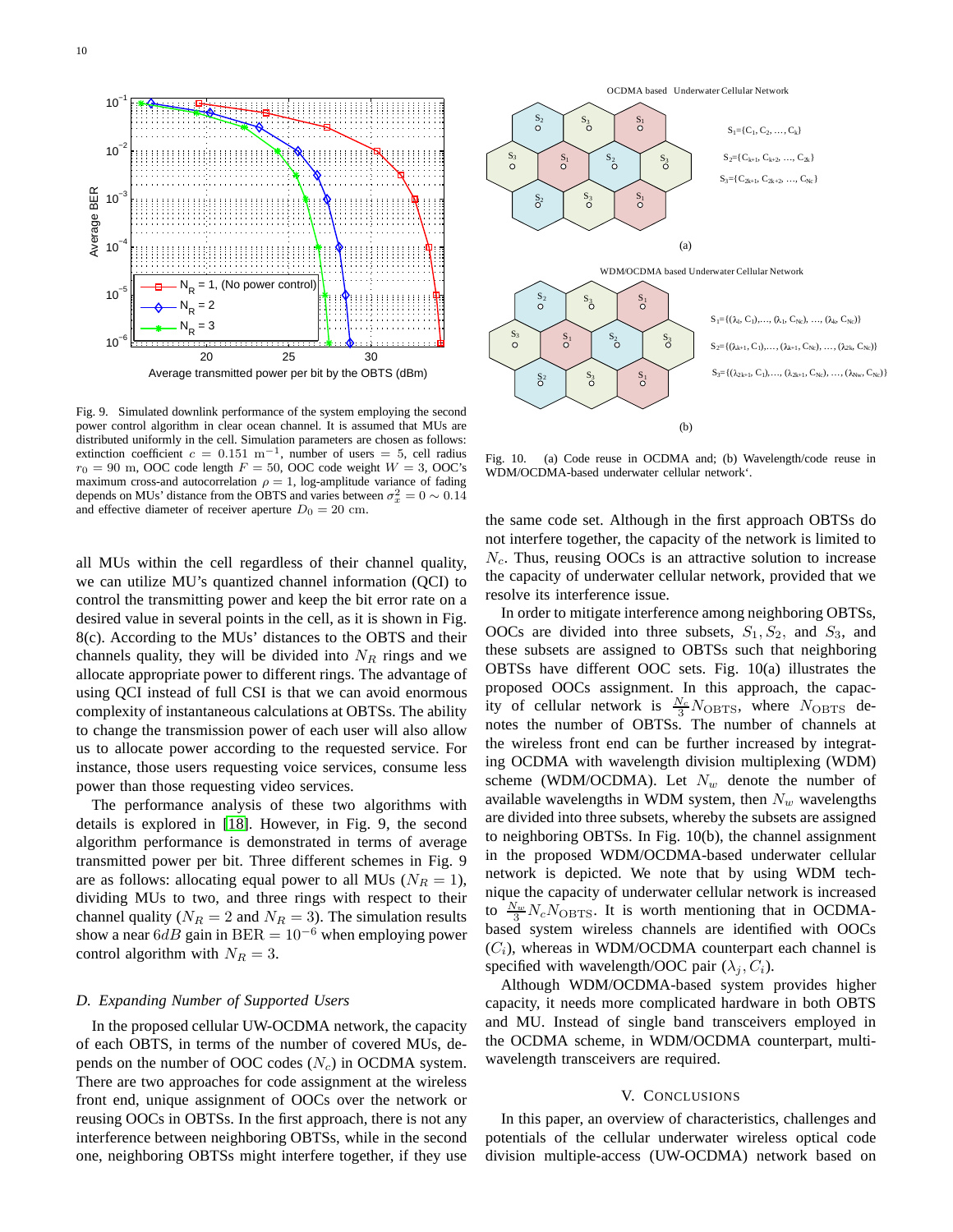Fig. 9. Simulated downlink performance of the system employing the second power control algorithm in clear ocean channel. It is assumed that MUs are distributed uniformly in the cell. Simulation parameters are chosen as follows: extinction coefficient $c = 0.151\ \mathrm{m}^{-1}$, number of users $= 5$, cell radius $r_0 = 90$ m, OOC code length $F = 50$, OOC code weight $W = 3$, OOC's maximum cross-and autocorrelation $\rho = 1$, log-amplitude variance of fading depends on MUs' distance from the OBTS and varies between $\sigma_x^2 = 0 \sim 0.14$ and effective diameter of receiver aperture $D_0 = 20$ cm.

Fig. 10. (a) Code reuse in OCDMA and; (b) Wavelength/code reuse in WDM/OCDMA-based underwater cellular network'.

all MUs within the cell regardless of their channel quality, we can utilize MU's quantized channel information (QCI) to control the transmitting power and keep the bit error rate on a desired value in several points in the cell, as it is shown in Fig. 8(c). According to the MUs' distances to the OBTS and their channels quality, they will be divided into $N_R$ rings and we allocate appropriate power to different rings. The advantage of using QCI instead of full CSI is that we can avoid enormous complexity of instantaneous calculations at OBTSs. The ability to change the transmission power of each user will also allow us to allocate power according to the requested service. For instance, those users requesting voice services, consume less power than those requesting video services.

The performance analysis of these two algorithms with details is explored in [18]. However, in Fig. 9, the second algorithm performance is demonstrated in terms of average transmitted power per bit. Three different schemes in Fig. 9 are as follows: allocating equal power to all MUs ($N_R = 1$), dividing MUs to two, and three rings with respect to their channel quality ($N_R = 2$ and $N_R = 3$). The simulation results show a near $6dB$ gain in BER $= 10^{-6}$ when employing power control algorithm with $N_R = 3$.

### D. Expanding Number of Supported Users

In the proposed cellular UW-OCDMA network, the capacity of each OBTS, in terms of the number of covered MUs, depends on the number of OOC codes ($N_c$) in OCDMA system. There are two approaches for code assignment at the wireless front end, unique assignment of OOCs over the network or reusing OOCs in OBTSs. In the first approach, there is not any interference between neighboring OBTSs, while in the second one, neighboring OBTSs might interfere together, if they use the same code set. Although in the first approach OBTSs do not interfere together, the capacity of the network is limited to $N_c$. Thus, reusing OOCs is an attractive solution to increase the capacity of underwater cellular network, provided that we resolve its interference issue.

In order to mitigate interference among neighboring OBTSs, OOCs are divided into three subsets, $S_1, S_2,$ and $S_3$, and these subsets are assigned to OBTSs such that neighboring OBTSs have different OOC sets. Fig. 10(a) illustrates the proposed OOCs assignment. In this approach, the capacity of cellular network is $\frac{N_c}{3}N_{\mathrm{OBTS}}$, where $N_{\mathrm{OBTS}}$ denotes the number of OBTSs. The number of channels at the wireless front end can be further increased by integrating OCDMA with wavelength division multiplexing (WDM) scheme (WDM/OCDMA). Let $N_w$ denote the number of available wavelengths in WDM system, then $N_w$ wavelengths are divided into three subsets, whereby the subsets are assigned to neighboring OBTSs. In Fig. 10(b), the channel assignment in the proposed WDM/OCDMA-based underwater cellular network is depicted. We note that by using WDM technique the capacity of underwater cellular network is increased to $\frac{N_w}{3}N_cN_{\mathrm{OBTS}}$. It is worth mentioning that in OCDMA-based system wireless channels are identified with OOCs ($C_i$), whereas in WDM/OCDMA counterpart each channel is specified with wavelength/OOC pair $(\lambda_j, C_i)$.

Although WDM/OCDMA-based system provides higher capacity, it needs more complicated hardware in both OBTS and MU. Instead of single band transceivers employed in the OCDMA scheme, in WDM/OCDMA counterpart, multi-wavelength transceivers are required.

## V. Conclusions

In this paper, an overview of characteristics, challenges and potentials of the cellular underwater wireless optical code division multiple-access (UW-OCDMA) network based on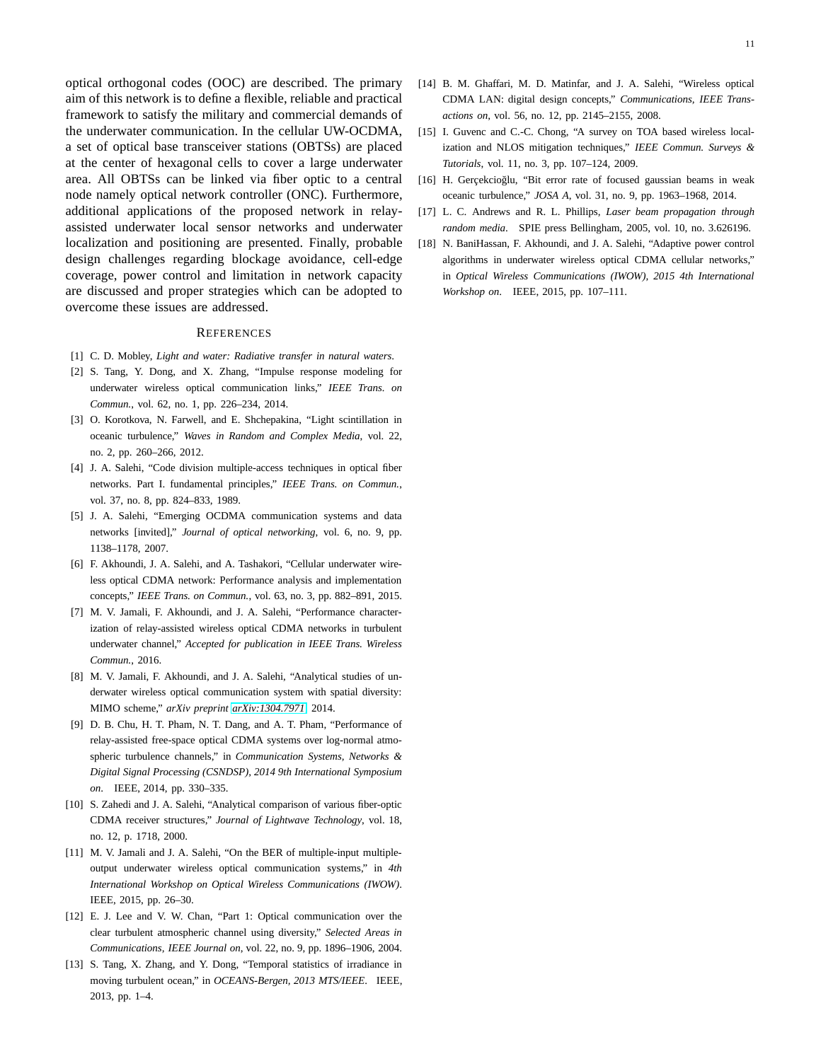optical orthogonal codes (OOC) are described. The primary aim of this network is to define a flexible, reliable and practical framework to satisfy the military and commercial demands of the underwater communication. In the cellular UW-OCDMA, a set of optical base transceiver stations (OBTSs) are placed at the center of hexagonal cells to cover a large underwater area. All OBTSs can be linked via fiber optic to a central node namely optical network controller (ONC). Furthermore, additional applications of the proposed network in relay-assisted underwater local sensor networks and underwater localization and positioning are presented. Finally, probable design challenges regarding blockage avoidance, cell-edge coverage, power control and limitation in network capacity are discussed and proper strategies which can be adopted to overcome these issues are addressed.

## References

[1] C. D. Mobley, *Light and water: Radiative transfer in natural waters*.

[2] S. Tang, Y. Dong, and X. Zhang, "Impulse response modeling for underwater wireless optical communication links," *IEEE Trans. on Commun.*, vol. 62, no. 1, pp. 226–234, 2014.

[3] O. Korotkova, N. Farwell, and E. Shchepakina, "Light scintillation in oceanic turbulence," *Waves in Random and Complex Media*, vol. 22, no. 2, pp. 260–266, 2012.

[4] J. A. Salehi, "Code division multiple-access techniques in optical fiber networks. Part I. fundamental principles," *IEEE Trans. on Commun.*, vol. 37, no. 8, pp. 824–833, 1989.

[5] J. A. Salehi, "Emerging OCDMA communication systems and data networks [invited]," *Journal of optical networking*, vol. 6, no. 9, pp. 1138–1178, 2007.

[6] F. Akhoundi, J. A. Salehi, and A. Tashakori, "Cellular underwater wireless optical CDMA network: Performance analysis and implementation concepts," *IEEE Trans. on Commun.*, vol. 63, no. 3, pp. 882–891, 2015.

[7] M. V. Jamali, F. Akhoundi, and J. A. Salehi, "Performance characterization of relay-assisted wireless optical CDMA networks in turbulent underwater channel," *Accepted for publication in IEEE Trans. Wireless Commun.*, 2016.

[8] M. V. Jamali, F. Akhoundi, and J. A. Salehi, "Analytical studies of underwater wireless optical communication system with spatial diversity: MIMO scheme," *arXiv preprint arXiv:1304.7971*, 2014.

[9] D. B. Chu, H. T. Pham, N. T. Dang, and A. T. Pham, "Performance of relay-assisted free-space optical CDMA systems over log-normal atmospheric turbulence channels," in *Communication Systems, Networks & Digital Signal Processing (CSNDSP), 2014 9th International Symposium on*. IEEE, 2014, pp. 330–335.

[10] S. Zahedi and J. A. Salehi, "Analytical comparison of various fiber-optic CDMA receiver structures," *Journal of Lightwave Technology*, vol. 18, no. 12, p. 1718, 2000.

[11] M. V. Jamali and J. A. Salehi, "On the BER of multiple-input multiple-output underwater wireless optical communication systems," in *4th International Workshop on Optical Wireless Communications (IWOW)*. IEEE, 2015, pp. 26–30.

[12] E. J. Lee and V. W. Chan, "Part 1: Optical communication over the clear turbulent atmospheric channel using diversity," *Selected Areas in Communications, IEEE Journal on*, vol. 22, no. 9, pp. 1896–1906, 2004.

[13] S. Tang, X. Zhang, and Y. Dong, "Temporal statistics of irradiance in moving turbulent ocean," in *OCEANS-Bergen, 2013 MTS/IEEE*. IEEE, 2013, pp. 1–4.

[14] B. M. Ghaffari, M. D. Matinfar, and J. A. Salehi, "Wireless optical CDMA LAN: digital design concepts," *Communications, IEEE Transactions on*, vol. 56, no. 12, pp. 2145–2155, 2008.

[15] I. Guvenc and C.-C. Chong, "A survey on TOA based wireless localization and NLOS mitigation techniques," *IEEE Commun. Surveys & Tutorials*, vol. 11, no. 3, pp. 107–124, 2009.

[16] H. Gerçekcioğlu, "Bit error rate of focused gaussian beams in weak oceanic turbulence," *JOSA A*, vol. 31, no. 9, pp. 1963–1968, 2014.

[17] L. C. Andrews and R. L. Phillips, *Laser beam propagation through random media*. SPIE press Bellingham, 2005, vol. 10, no. 3.626196.

[18] N. BaniHassan, F. Akhoundi, and J. A. Salehi, "Adaptive power control algorithms in underwater wireless optical CDMA cellular networks," in *Optical Wireless Communications (IWOW), 2015 4th International Workshop on*. IEEE, 2015, pp. 107–111.